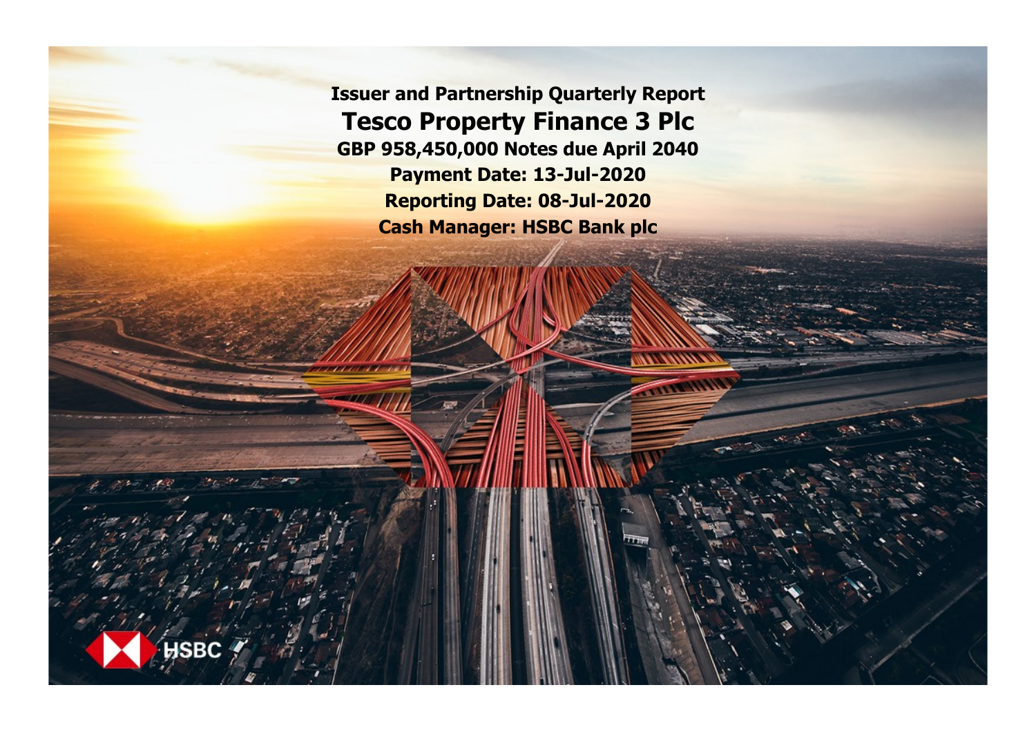# Issuer and Partnership Quarterly Report

# Tesco Property Finance 3 Plc

**GBP 958,450,000 Notes due April 2040**

**Payment Date: 13-Jul-2020**

**Reporting Date: 08-Jul-2020**

**Cash Manager: HSBC Bank plc**

HSBC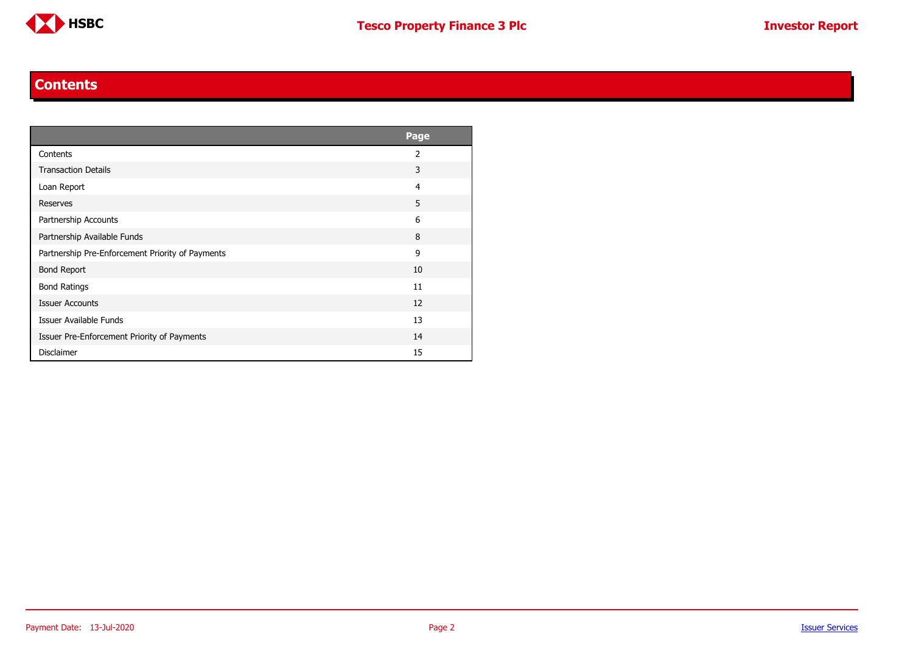## Contents

| | Page |
|---|---|
| Contents | 2 |
| Transaction Details | 3 |
| Loan Report | 4 |
| Reserves | 5 |
| Partnership Accounts | 6 |
| Partnership Available Funds | 8 |
| Partnership Pre-Enforcement Priority of Payments | 9 |
| Bond Report | 10 |
| Bond Ratings | 11 |
| Issuer Accounts | 12 |
| Issuer Available Funds | 13 |
| Issuer Pre-Enforcement Priority of Payments | 14 |
| Disclaimer | 15 |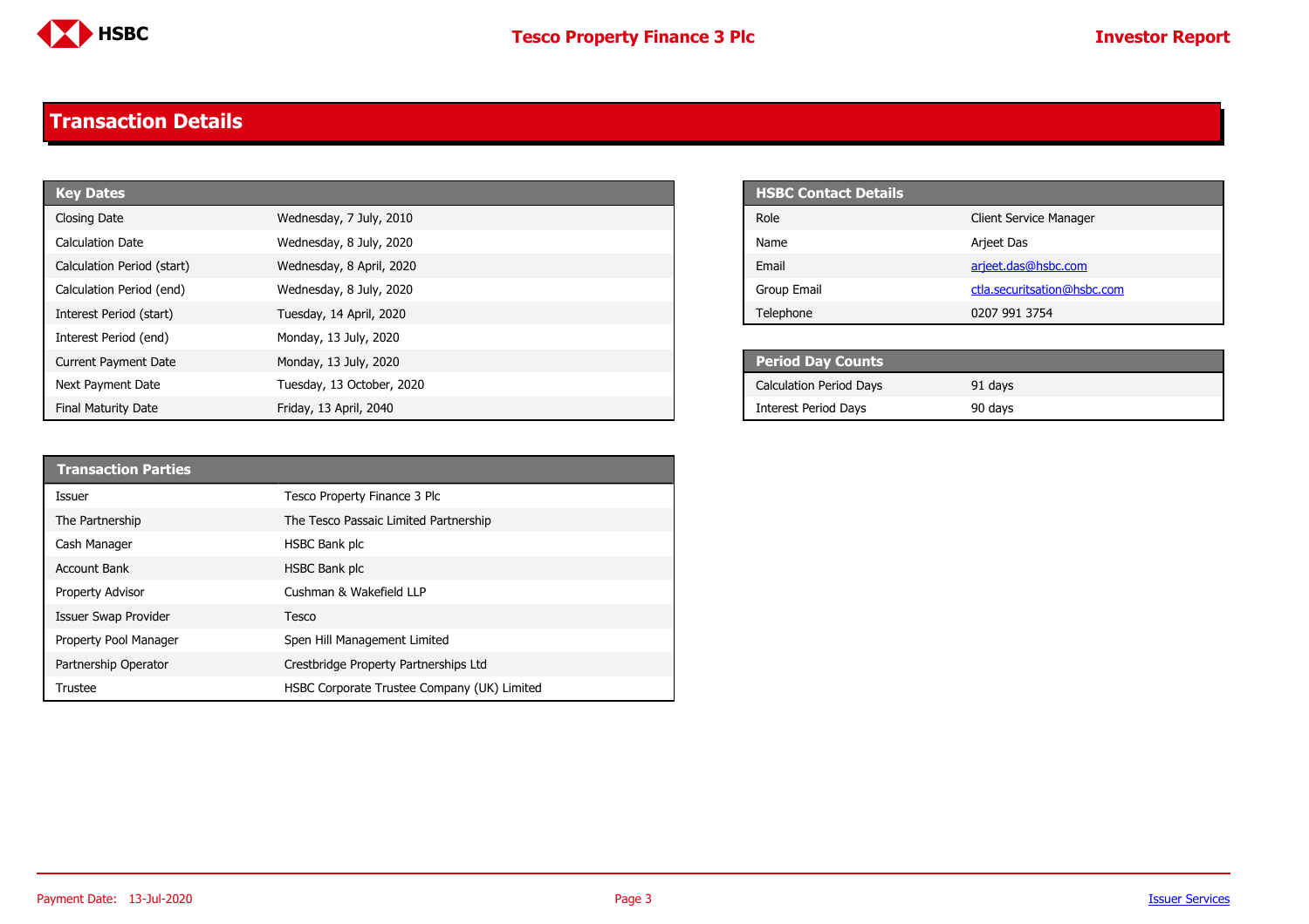# Transaction Details

| Key Dates | |
|---|---|
| Closing Date | Wednesday, 7 July, 2010 |
| Calculation Date | Wednesday, 8 July, 2020 |
| Calculation Period (start) | Wednesday, 8 April, 2020 |
| Calculation Period (end) | Wednesday, 8 July, 2020 |
| Interest Period (start) | Tuesday, 14 April, 2020 |
| Interest Period (end) | Monday, 13 July, 2020 |
| Current Payment Date | Monday, 13 July, 2020 |
| Next Payment Date | Tuesday, 13 October, 2020 |
| Final Maturity Date | Friday, 13 April, 2040 |

| HSBC Contact Details | |
|---|---|
| Role | Client Service Manager |
| Name | Arjeet Das |
| Email | arjeet.das@hsbc.com |
| Group Email | ctla.securitsation@hsbc.com |
| Telephone | 0207 991 3754 |

| Period Day Counts | |
|---|---|
| Calculation Period Days | 91 days |
| Interest Period Days | 90 days |

| Transaction Parties | |
|---|---|
| Issuer | Tesco Property Finance 3 Plc |
| The Partnership | The Tesco Passaic Limited Partnership |
| Cash Manager | HSBC Bank plc |
| Account Bank | HSBC Bank plc |
| Property Advisor | Cushman & Wakefield LLP |
| Issuer Swap Provider | Tesco |
| Property Pool Manager | Spen Hill Management Limited |
| Partnership Operator | Crestbridge Property Partnerships Ltd |
| Trustee | HSBC Corporate Trustee Company (UK) Limited |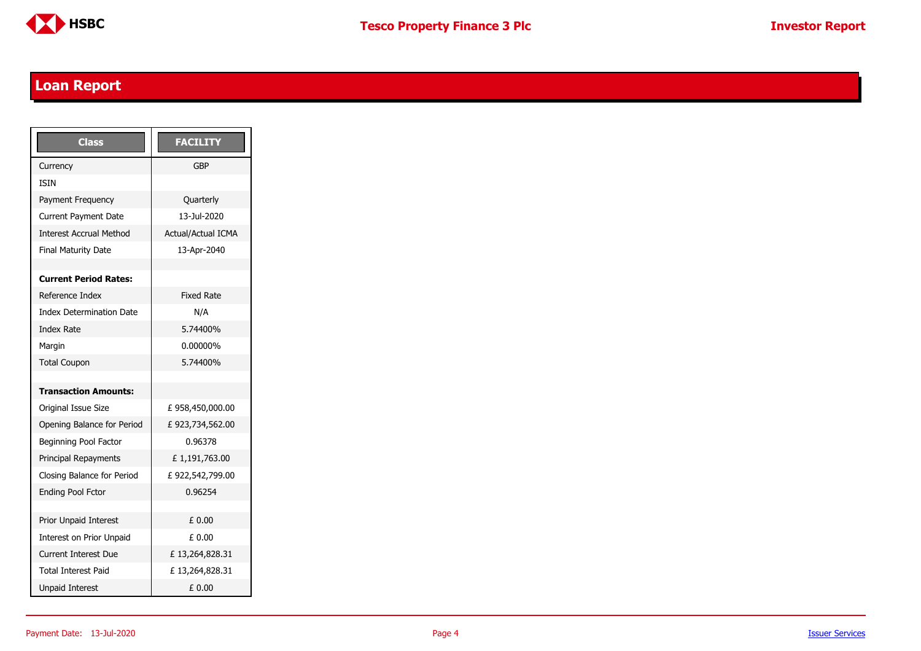## Loan Report

| Class | FACILITY |
|---|---|
| Currency | GBP |
| ISIN | |
| Payment Frequency | Quarterly |
| Current Payment Date | 13-Jul-2020 |
| Interest Accrual Method | Actual/Actual ICMA |
| Final Maturity Date | 13-Apr-2040 |
| | |
| **Current Period Rates:** | |
| Reference Index | Fixed Rate |
| Index Determination Date | N/A |
| Index Rate | 5.74400% |
| Margin | 0.00000% |
| Total Coupon | 5.74400% |
| | |
| **Transaction Amounts:** | |
| Original Issue Size | £ 958,450,000.00 |
| Opening Balance for Period | £ 923,734,562.00 |
| Beginning Pool Factor | 0.96378 |
| Principal Repayments | £ 1,191,763.00 |
| Closing Balance for Period | £ 922,542,799.00 |
| Ending Pool Fctor | 0.96254 |
| | |
| Prior Unpaid Interest | £ 0.00 |
| Interest on Prior Unpaid | £ 0.00 |
| Current Interest Due | £ 13,264,828.31 |
| Total Interest Paid | £ 13,264,828.31 |
| Unpaid Interest | £ 0.00 |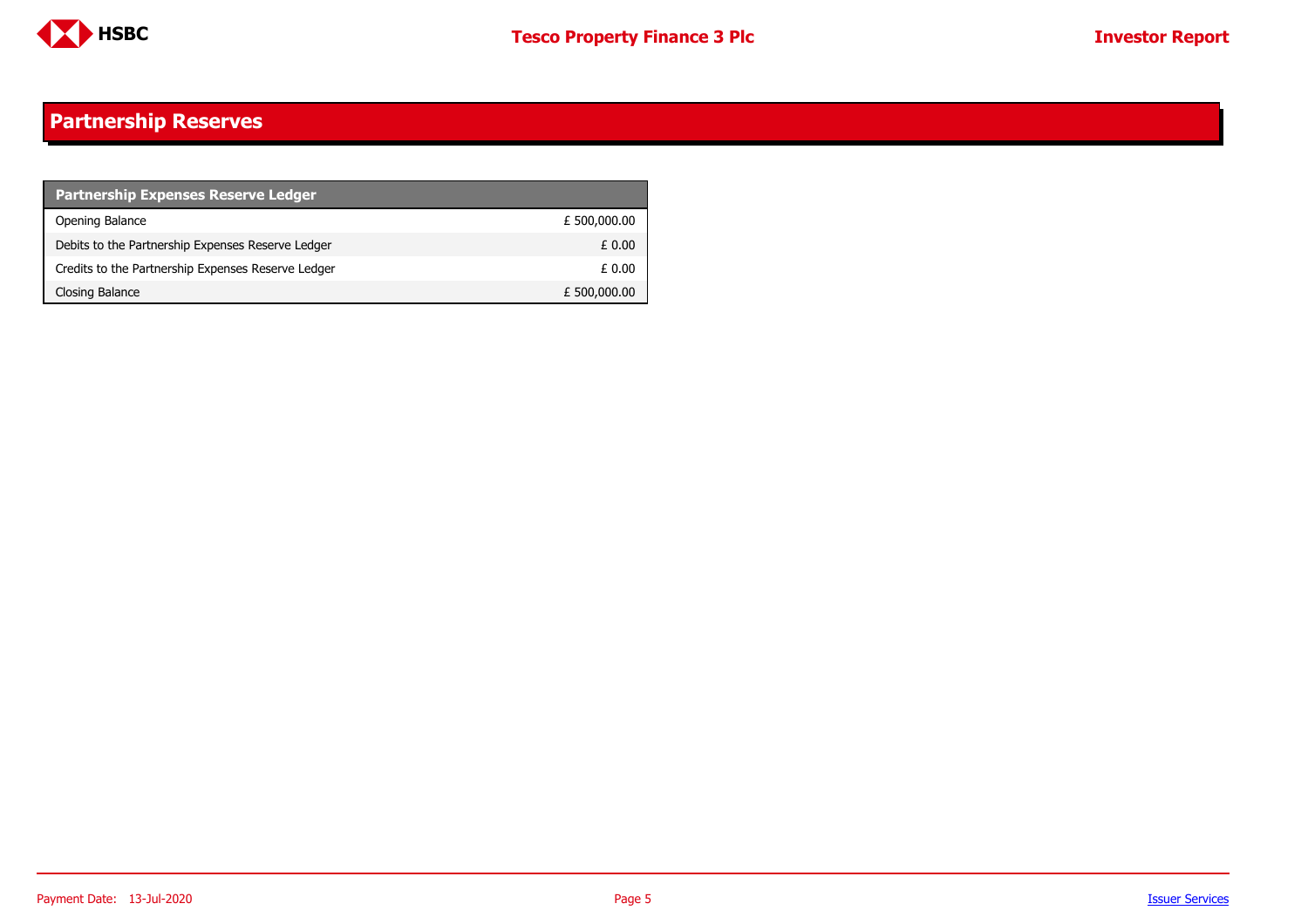## Partnership Reserves

| Partnership Expenses Reserve Ledger | |
|---|---|
| Opening Balance | £ 500,000.00 |
| Debits to the Partnership Expenses Reserve Ledger | £ 0.00 |
| Credits to the Partnership Expenses Reserve Ledger | £ 0.00 |
| Closing Balance | £ 500,000.00 |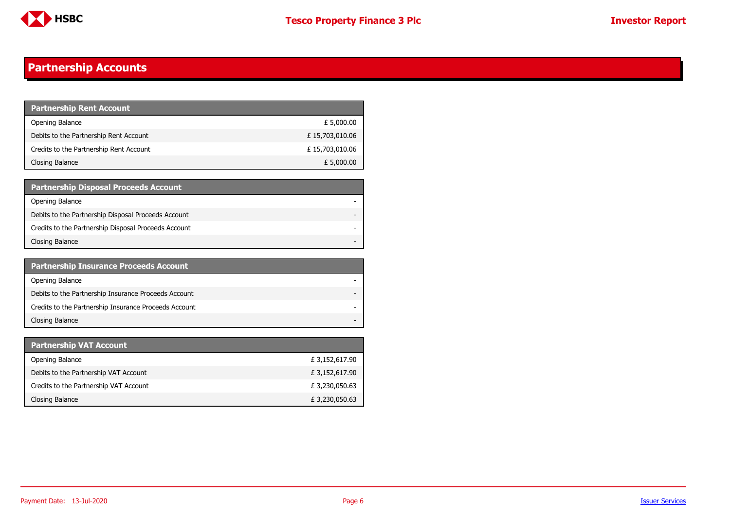## Partnership Accounts

| Partnership Rent Account | |
|---|---|
| Opening Balance | £ 5,000.00 |
| Debits to the Partnership Rent Account | £ 15,703,010.06 |
| Credits to the Partnership Rent Account | £ 15,703,010.06 |
| Closing Balance | £ 5,000.00 |

| Partnership Disposal Proceeds Account | |
|---|---|
| Opening Balance | - |
| Debits to the Partnership Disposal Proceeds Account | - |
| Credits to the Partnership Disposal Proceeds Account | - |
| Closing Balance | - |

| Partnership Insurance Proceeds Account | |
|---|---|
| Opening Balance | - |
| Debits to the Partnership Insurance Proceeds Account | - |
| Credits to the Partnership Insurance Proceeds Account | - |
| Closing Balance | - |

| Partnership VAT Account | |
|---|---|
| Opening Balance | £ 3,152,617.90 |
| Debits to the Partnership VAT Account | £ 3,152,617.90 |
| Credits to the Partnership VAT Account | £ 3,230,050.63 |
| Closing Balance | £ 3,230,050.63 |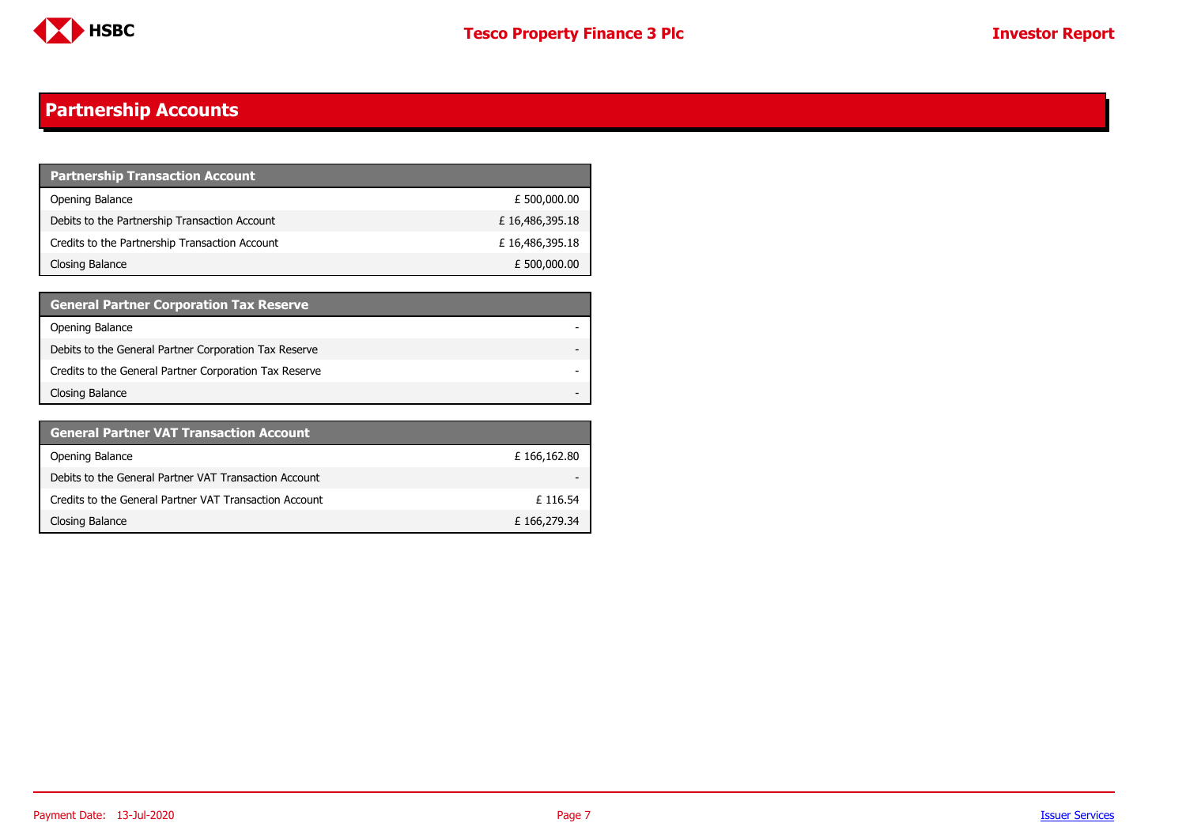# Partnership Accounts

| Partnership Transaction Account | |
|---|---|
| Opening Balance | £ 500,000.00 |
| Debits to the Partnership Transaction Account | £ 16,486,395.18 |
| Credits to the Partnership Transaction Account | £ 16,486,395.18 |
| Closing Balance | £ 500,000.00 |

| General Partner Corporation Tax Reserve | |
|---|---|
| Opening Balance | - |
| Debits to the General Partner Corporation Tax Reserve | - |
| Credits to the General Partner Corporation Tax Reserve | - |
| Closing Balance | - |

| General Partner VAT Transaction Account | |
|---|---|
| Opening Balance | £ 166,162.80 |
| Debits to the General Partner VAT Transaction Account | - |
| Credits to the General Partner VAT Transaction Account | £ 116.54 |
| Closing Balance | £ 166,279.34 |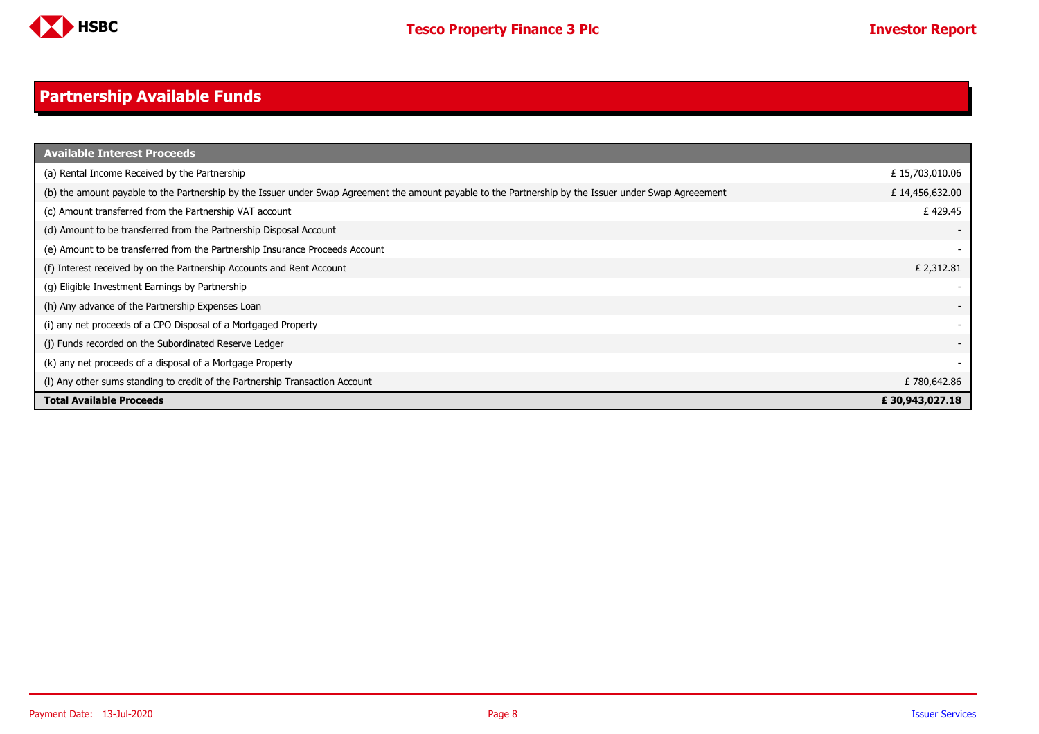## Partnership Available Funds

| Available Interest Proceeds | |
|---|---|
| (a) Rental Income Received by the Partnership | £ 15,703,010.06 |
| (b) the amount payable to the Partnership by the Issuer under Swap Agreement the amount payable to the Partnership by the Issuer under Swap Agreeement | £ 14,456,632.00 |
| (c) Amount transferred from the Partnership VAT account | £ 429.45 |
| (d) Amount to be transferred from the Partnership Disposal Account | - |
| (e) Amount to be transferred from the Partnership Insurance Proceeds Account | - |
| (f) Interest received by on the Partnership Accounts and Rent Account | £ 2,312.81 |
| (g) Eligible Investment Earnings by Partnership | - |
| (h) Any advance of the Partnership Expenses Loan | - |
| (i) any net proceeds of a CPO Disposal of a Mortgaged Property | - |
| (j) Funds recorded on the Subordinated Reserve Ledger | - |
| (k) any net proceeds of a disposal of a Mortgage Property | - |
| (l) Any other sums standing to credit of the Partnership Transaction Account | £ 780,642.86 |
| **Total Available Proceeds** | **£ 30,943,027.18** |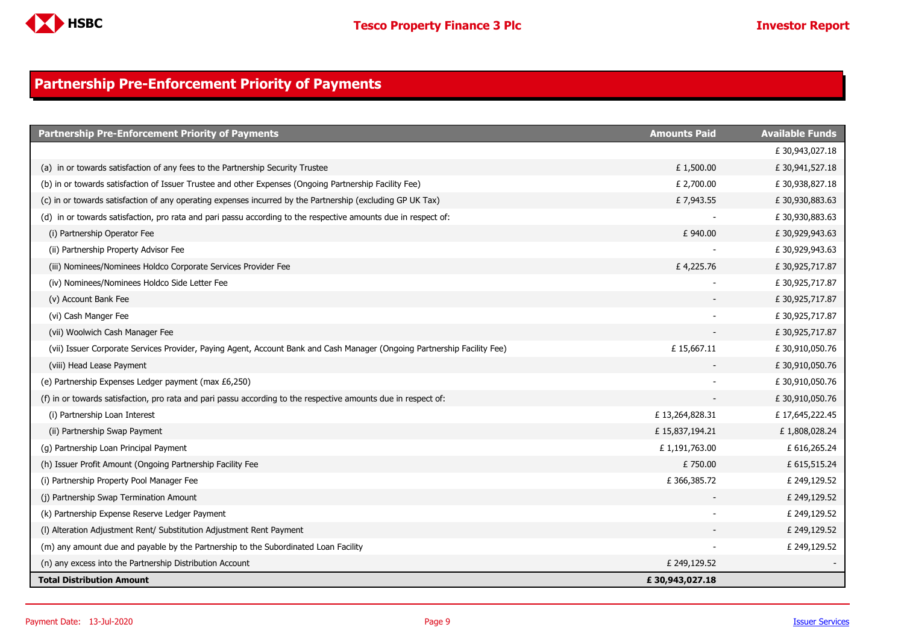## Partnership Pre-Enforcement Priority of Payments

| Partnership Pre-Enforcement Priority of Payments | Amounts Paid | Available Funds |
|---|---|---|
| | | £ 30,943,027.18 |
| (a) in or towards satisfaction of any fees to the Partnership Security Trustee | £ 1,500.00 | £ 30,941,527.18 |
| (b) in or towards satisfaction of Issuer Trustee and other Expenses (Ongoing Partnership Facility Fee) | £ 2,700.00 | £ 30,938,827.18 |
| (c) in or towards satisfaction of any operating expenses incurred by the Partnership (excluding GP UK Tax) | £ 7,943.55 | £ 30,930,883.63 |
| (d) in or towards satisfaction, pro rata and pari passu according to the respective amounts due in respect of: | - | £ 30,930,883.63 |
| (i) Partnership Operator Fee | £ 940.00 | £ 30,929,943.63 |
| (ii) Partnership Property Advisor Fee | - | £ 30,929,943.63 |
| (iii) Nominees/Nominees Holdco Corporate Services Provider Fee | £ 4,225.76 | £ 30,925,717.87 |
| (iv) Nominees/Nominees Holdco Side Letter Fee | - | £ 30,925,717.87 |
| (v) Account Bank Fee | - | £ 30,925,717.87 |
| (vi) Cash Manger Fee | - | £ 30,925,717.87 |
| (vii) Woolwich Cash Manager Fee | - | £ 30,925,717.87 |
| (vii) Issuer Corporate Services Provider, Paying Agent, Account Bank and Cash Manager (Ongoing Partnership Facility Fee) | £ 15,667.11 | £ 30,910,050.76 |
| (viii) Head Lease Payment | - | £ 30,910,050.76 |
| (e) Partnership Expenses Ledger payment (max £6,250) | - | £ 30,910,050.76 |
| (f) in or towards satisfaction, pro rata and pari passu according to the respective amounts due in respect of: | - | £ 30,910,050.76 |
| (i) Partnership Loan Interest | £ 13,264,828.31 | £ 17,645,222.45 |
| (ii) Partnership Swap Payment | £ 15,837,194.21 | £ 1,808,028.24 |
| (g) Partnership Loan Principal Payment | £ 1,191,763.00 | £ 616,265.24 |
| (h) Issuer Profit Amount (Ongoing Partnership Facility Fee | £ 750.00 | £ 615,515.24 |
| (i) Partnership Property Pool Manager Fee | £ 366,385.72 | £ 249,129.52 |
| (j) Partnership Swap Termination Amount | - | £ 249,129.52 |
| (k) Partnership Expense Reserve Ledger Payment | - | £ 249,129.52 |
| (l) Alteration Adjustment Rent/ Substitution Adjustment Rent Payment | - | £ 249,129.52 |
| (m) any amount due and payable by the Partnership to the Subordinated Loan Facility | - | £ 249,129.52 |
| (n) any excess into the Partnership Distribution Account | £ 249,129.52 | - |
| **Total Distribution Amount** | **£ 30,943,027.18** | |

Payment Date: 13-Jul-2020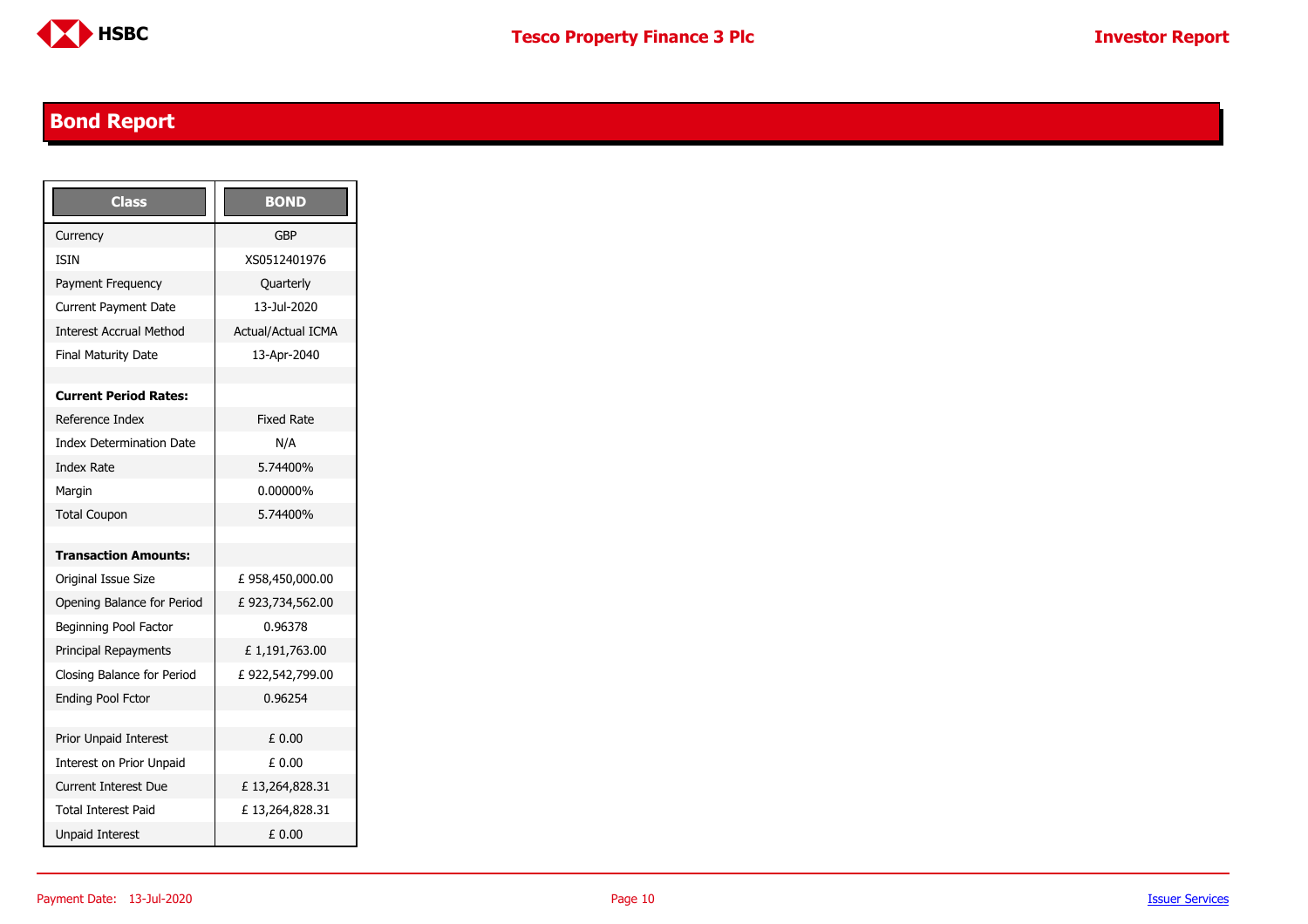## Bond Report

| Class | BOND |
|---|---|
| Currency | GBP |
| ISIN | XS0512401976 |
| Payment Frequency | Quarterly |
| Current Payment Date | 13-Jul-2020 |
| Interest Accrual Method | Actual/Actual ICMA |
| Final Maturity Date | 13-Apr-2040 |
| | |
| **Current Period Rates:** | |
| Reference Index | Fixed Rate |
| Index Determination Date | N/A |
| Index Rate | 5.74400% |
| Margin | 0.00000% |
| Total Coupon | 5.74400% |
| | |
| **Transaction Amounts:** | |
| Original Issue Size | £ 958,450,000.00 |
| Opening Balance for Period | £ 923,734,562.00 |
| Beginning Pool Factor | 0.96378 |
| Principal Repayments | £ 1,191,763.00 |
| Closing Balance for Period | £ 922,542,799.00 |
| Ending Pool Fctor | 0.96254 |
| | |
| Prior Unpaid Interest | £ 0.00 |
| Interest on Prior Unpaid | £ 0.00 |
| Current Interest Due | £ 13,264,828.31 |
| Total Interest Paid | £ 13,264,828.31 |
| Unpaid Interest | £ 0.00 |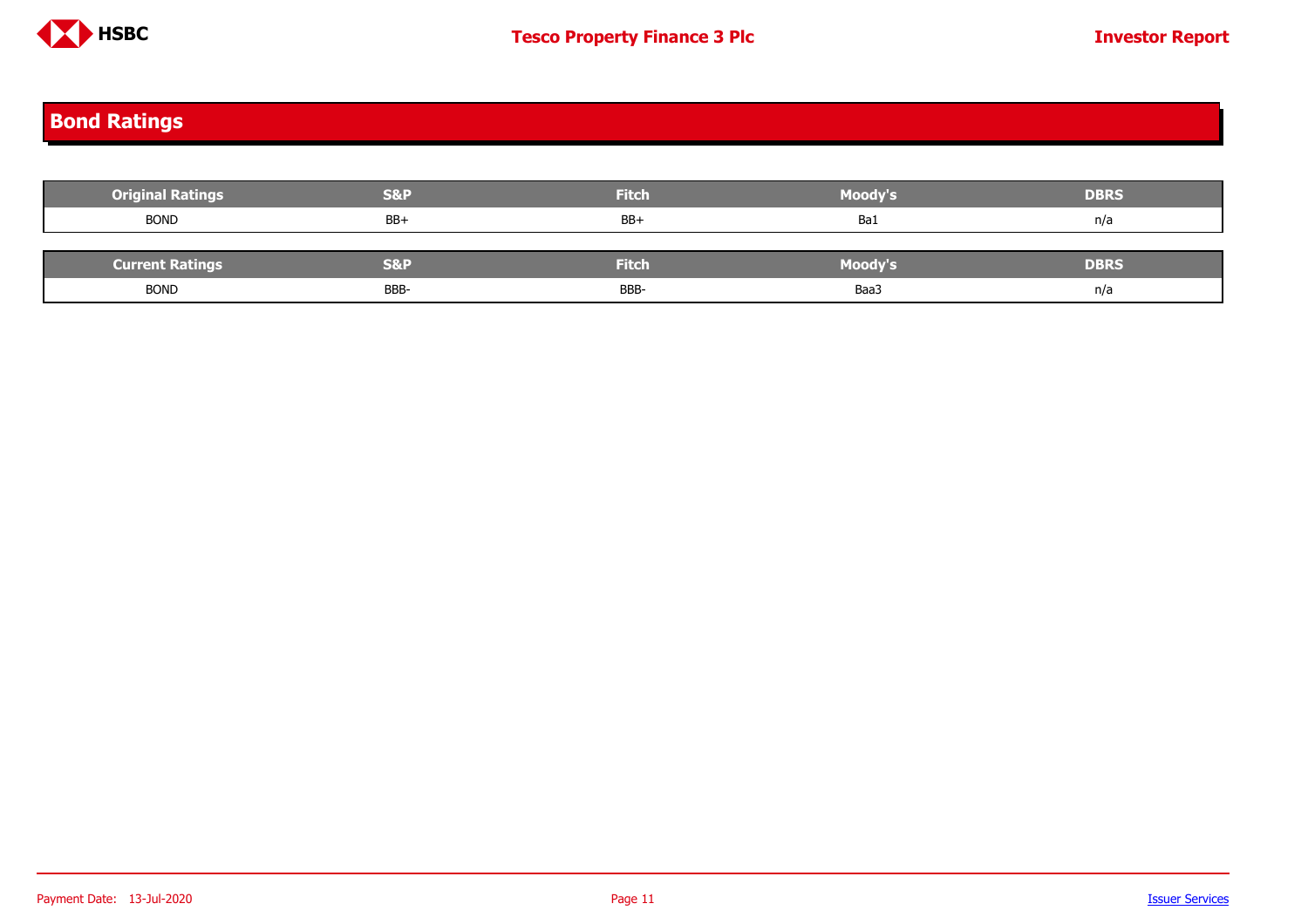## Bond Ratings

| Original Ratings | S&P | Fitch | Moody's | DBRS |
|---|---|---|---|---|
| BOND | BB+ | BB+ | Ba1 | n/a |

| Current Ratings | S&P | Fitch | Moody's | DBRS |
|---|---|---|---|---|
| BOND | BBB- | BBB- | Baa3 | n/a |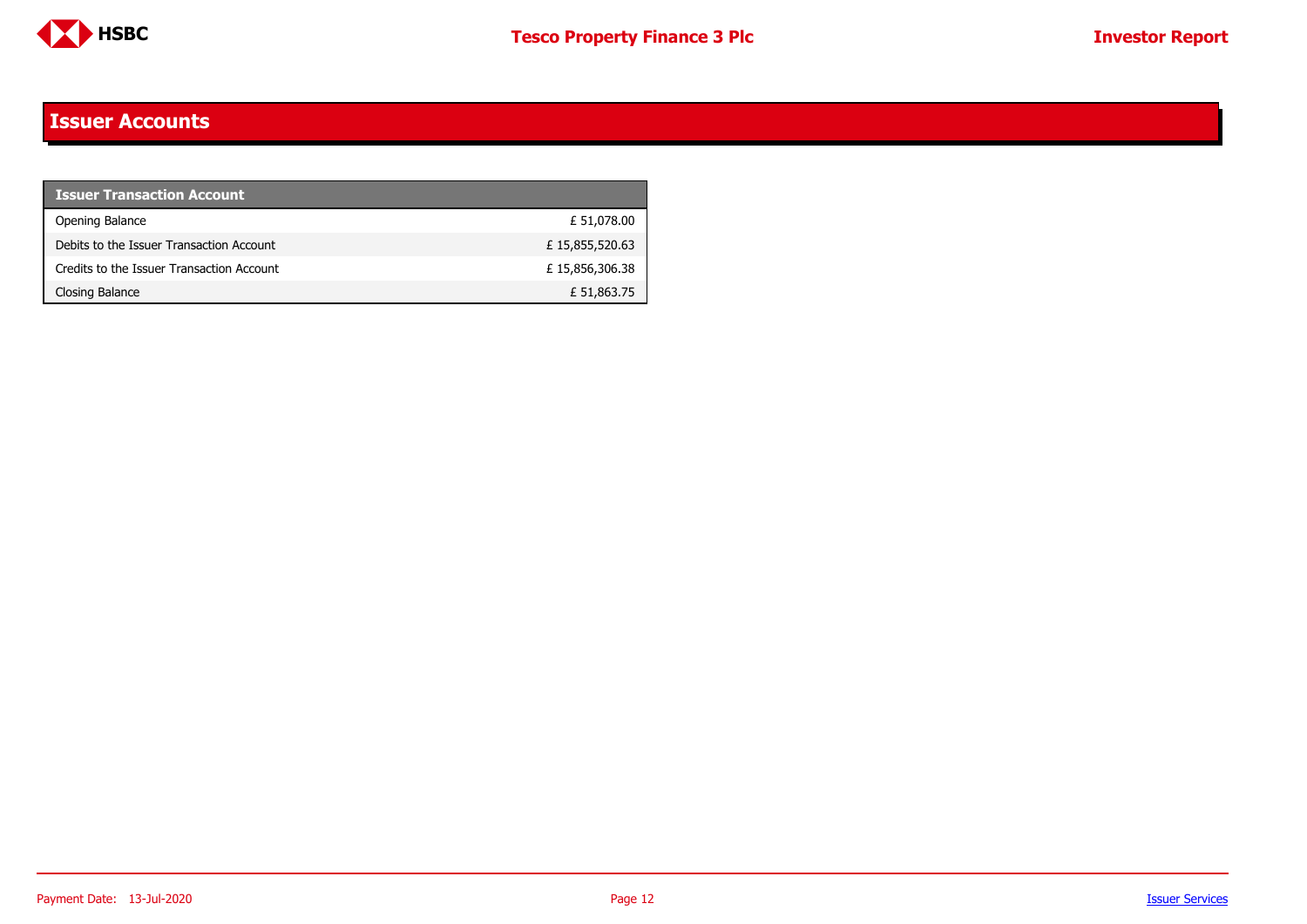## Issuer Accounts

| Issuer Transaction Account | |
|---|---|
| Opening Balance | £ 51,078.00 |
| Debits to the Issuer Transaction Account | £ 15,855,520.63 |
| Credits to the Issuer Transaction Account | £ 15,856,306.38 |
| Closing Balance | £ 51,863.75 |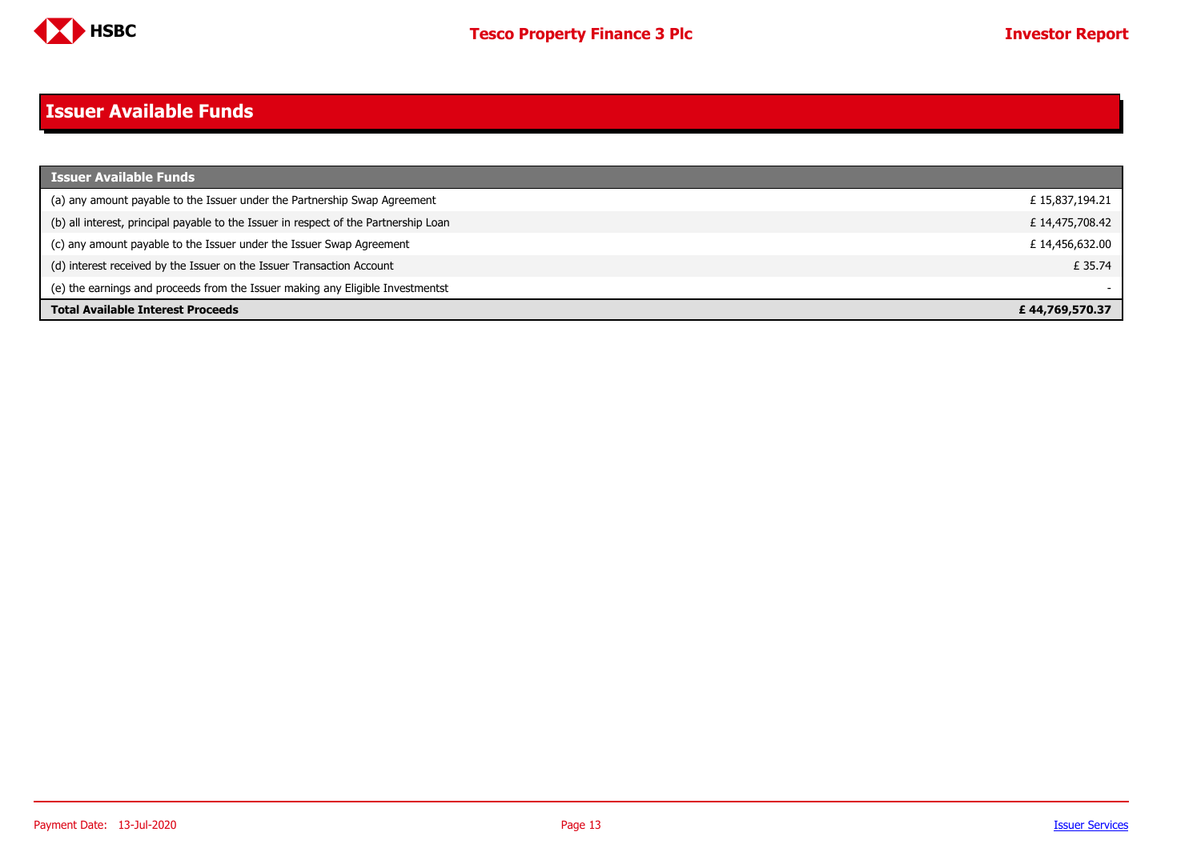## Issuer Available Funds

| Issuer Available Funds | |
|---|---|
| (a) any amount payable to the Issuer under the Partnership Swap Agreement | £ 15,837,194.21 |
| (b) all interest, principal payable to the Issuer in respect of the Partnership Loan | £ 14,475,708.42 |
| (c) any amount payable to the Issuer under the Issuer Swap Agreement | £ 14,456,632.00 |
| (d) interest received by the Issuer on the Issuer Transaction Account | £ 35.74 |
| (e) the earnings and proceeds from the Issuer making any Eligible Investmentst | - |
| **Total Available Interest Proceeds** | **£ 44,769,570.37** |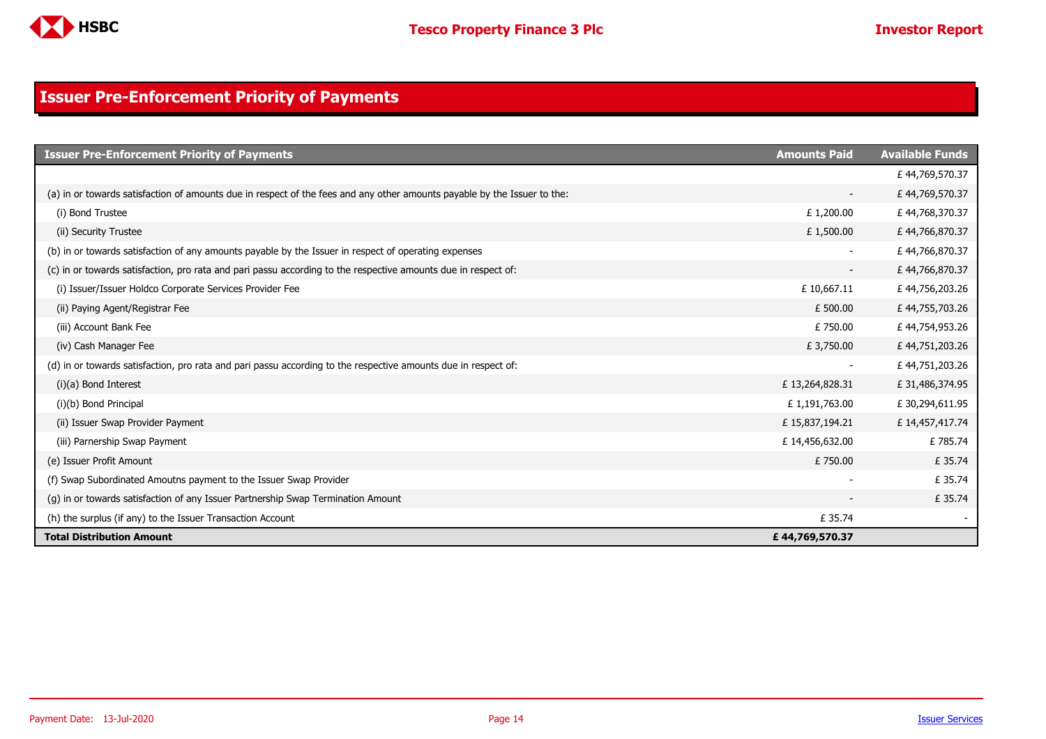# Issuer Pre-Enforcement Priority of Payments

| Issuer Pre-Enforcement Priority of Payments | Amounts Paid | Available Funds |
|---|---|---|
| | | £ 44,769,570.37 |
| (a) in or towards satisfaction of amounts due in respect of the fees and any other amounts payable by the Issuer to the: | - | £ 44,769,570.37 |
| (i) Bond Trustee | £ 1,200.00 | £ 44,768,370.37 |
| (ii) Security Trustee | £ 1,500.00 | £ 44,766,870.37 |
| (b) in or towards satisfaction of any amounts payable by the Issuer in respect of operating expenses | - | £ 44,766,870.37 |
| (c) in or towards satisfaction, pro rata and pari passu according to the respective amounts due in respect of: | - | £ 44,766,870.37 |
| (i) Issuer/Issuer Holdco Corporate Services Provider Fee | £ 10,667.11 | £ 44,756,203.26 |
| (ii) Paying Agent/Registrar Fee | £ 500.00 | £ 44,755,703.26 |
| (iii) Account Bank Fee | £ 750.00 | £ 44,754,953.26 |
| (iv) Cash Manager Fee | £ 3,750.00 | £ 44,751,203.26 |
| (d) in or towards satisfaction, pro rata and pari passu according to the respective amounts due in respect of: | - | £ 44,751,203.26 |
| (i)(a) Bond Interest | £ 13,264,828.31 | £ 31,486,374.95 |
| (i)(b) Bond Principal | £ 1,191,763.00 | £ 30,294,611.95 |
| (ii) Issuer Swap Provider Payment | £ 15,837,194.21 | £ 14,457,417.74 |
| (iii) Parnership Swap Payment | £ 14,456,632.00 | £ 785.74 |
| (e) Issuer Profit Amount | £ 750.00 | £ 35.74 |
| (f) Swap Subordinated Amoutns payment to the Issuer Swap Provider | - | £ 35.74 |
| (g) in or towards satisfaction of any Issuer Partnership Swap Termination Amount | - | £ 35.74 |
| (h) the surplus (if any) to the Issuer Transaction Account | £ 35.74 | - |
| **Total Distribution Amount** | **£ 44,769,570.37** | |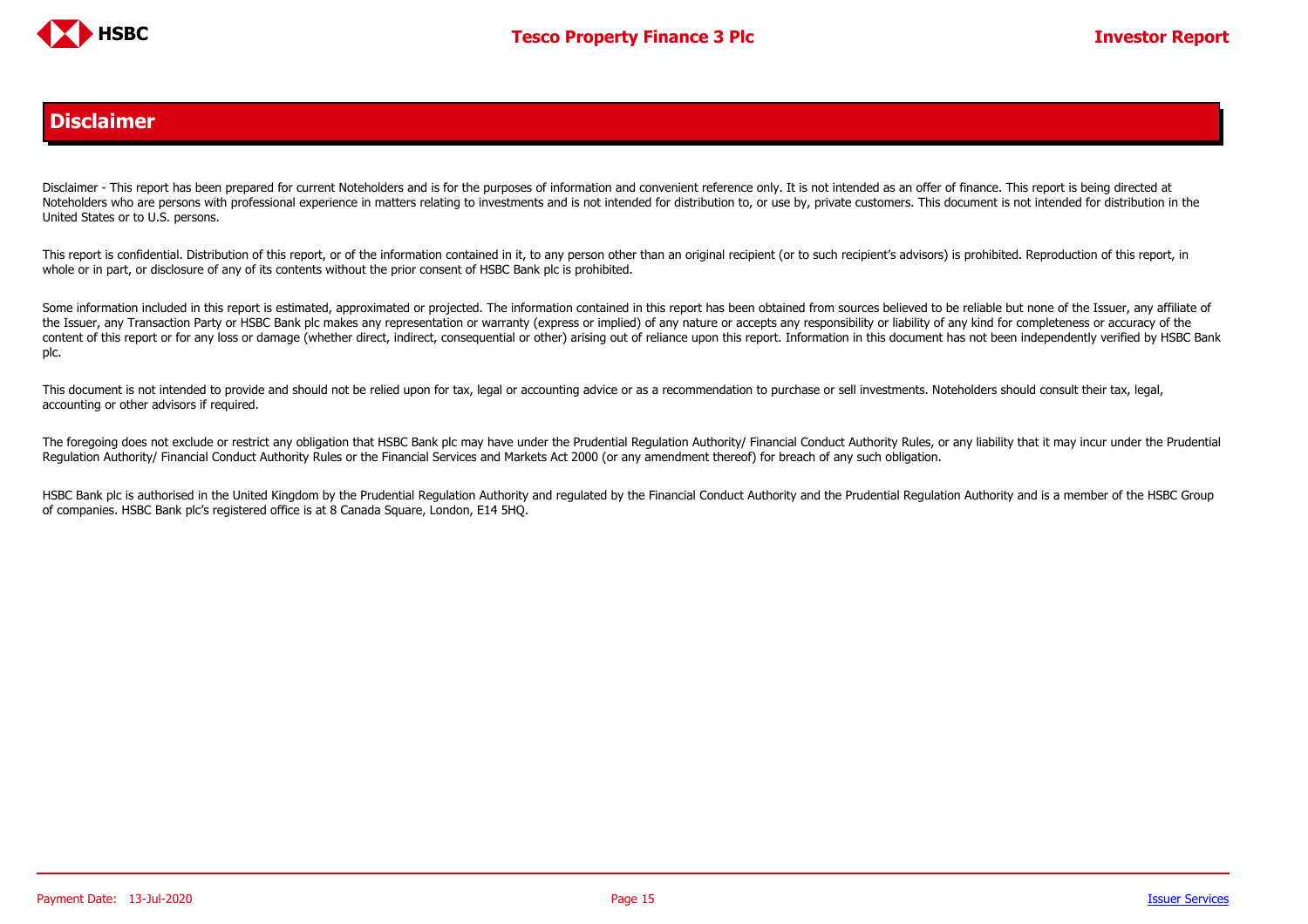# Disclaimer

Disclaimer - This report has been prepared for current Noteholders and is for the purposes of information and convenient reference only. It is not intended as an offer of finance. This report is being directed at Noteholders who are persons with professional experience in matters relating to investments and is not intended for distribution to, or use by, private customers. This document is not intended for distribution in the United States or to U.S. persons.

This report is confidential. Distribution of this report, or of the information contained in it, to any person other than an original recipient (or to such recipient's advisors) is prohibited. Reproduction of this report, in whole or in part, or disclosure of any of its contents without the prior consent of HSBC Bank plc is prohibited.

Some information included in this report is estimated, approximated or projected. The information contained in this report has been obtained from sources believed to be reliable but none of the Issuer, any affiliate of the Issuer, any Transaction Party or HSBC Bank plc makes any representation or warranty (express or implied) of any nature or accepts any responsibility or liability of any kind for completeness or accuracy of the content of this report or for any loss or damage (whether direct, indirect, consequential or other) arising out of reliance upon this report. Information in this document has not been independently verified by HSBC Bank plc.

This document is not intended to provide and should not be relied upon for tax, legal or accounting advice or as a recommendation to purchase or sell investments. Noteholders should consult their tax, legal, accounting or other advisors if required.

The foregoing does not exclude or restrict any obligation that HSBC Bank plc may have under the Prudential Regulation Authority/ Financial Conduct Authority Rules, or any liability that it may incur under the Prudential Regulation Authority/ Financial Conduct Authority Rules or the Financial Services and Markets Act 2000 (or any amendment thereof) for breach of any such obligation.

HSBC Bank plc is authorised in the United Kingdom by the Prudential Regulation Authority and regulated by the Financial Conduct Authority and the Prudential Regulation Authority and is a member of the HSBC Group of companies. HSBC Bank plc's registered office is at 8 Canada Square, London, E14 5HQ.